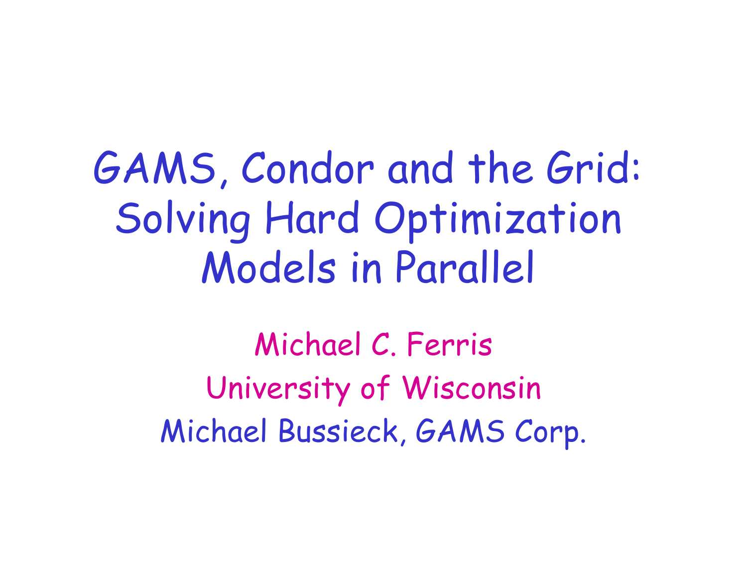# GAMS, Condor and the Grid: Solving Hard Optimization Models in Parallel

Michael C. Ferris

University of Wisconsin

Michael Bussieck, GAMS Corp.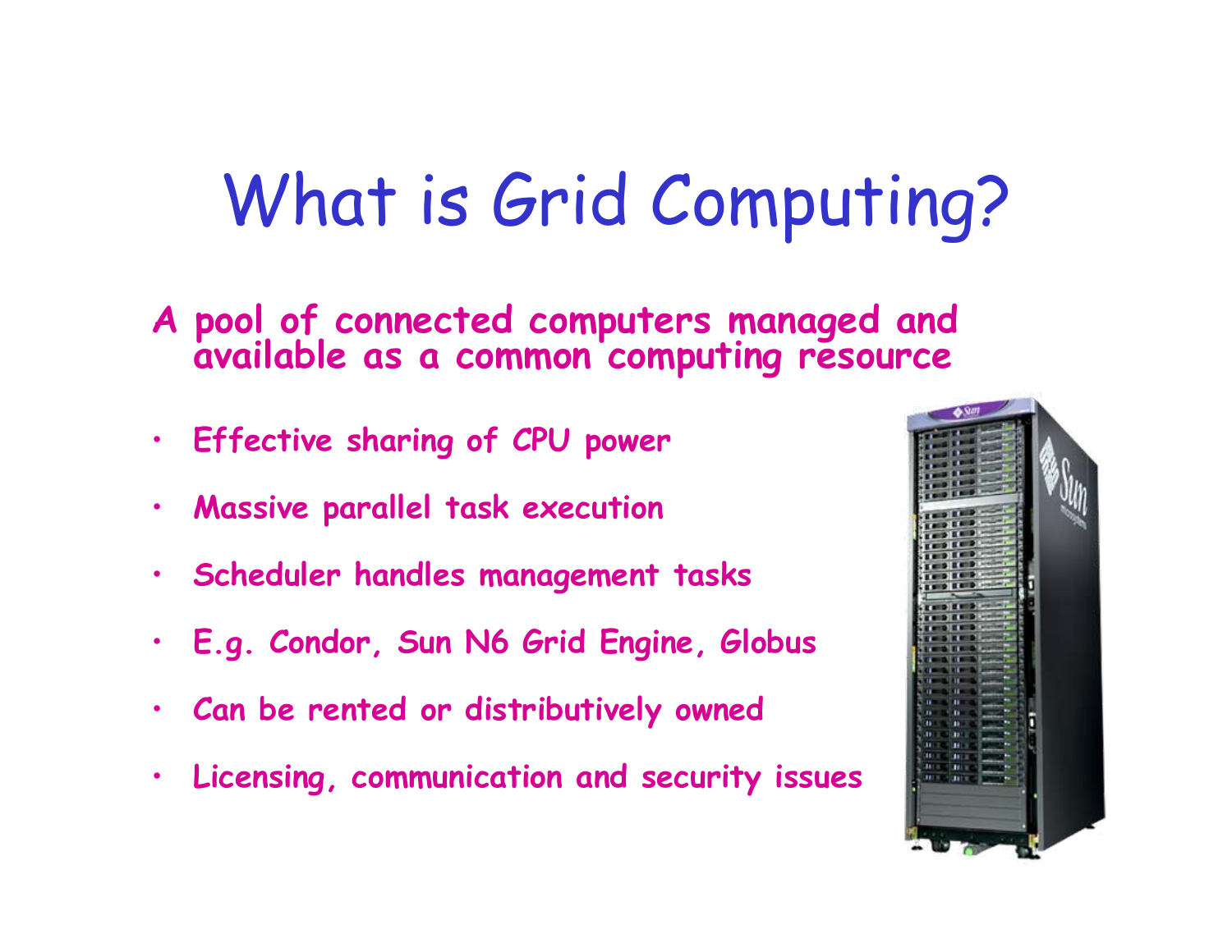# What is Grid Computing?

**A pool of connected computers managed and available as a common computing resource**

- **Effective sharing of CPU power**
- **Massive parallel task execution**
- **Scheduler handles management tasks**
- **E.g. Condor, Sun N6 Grid Engine, Globus**
- **Can be rented or distributively owned**
- **Licensing, communication and security issues**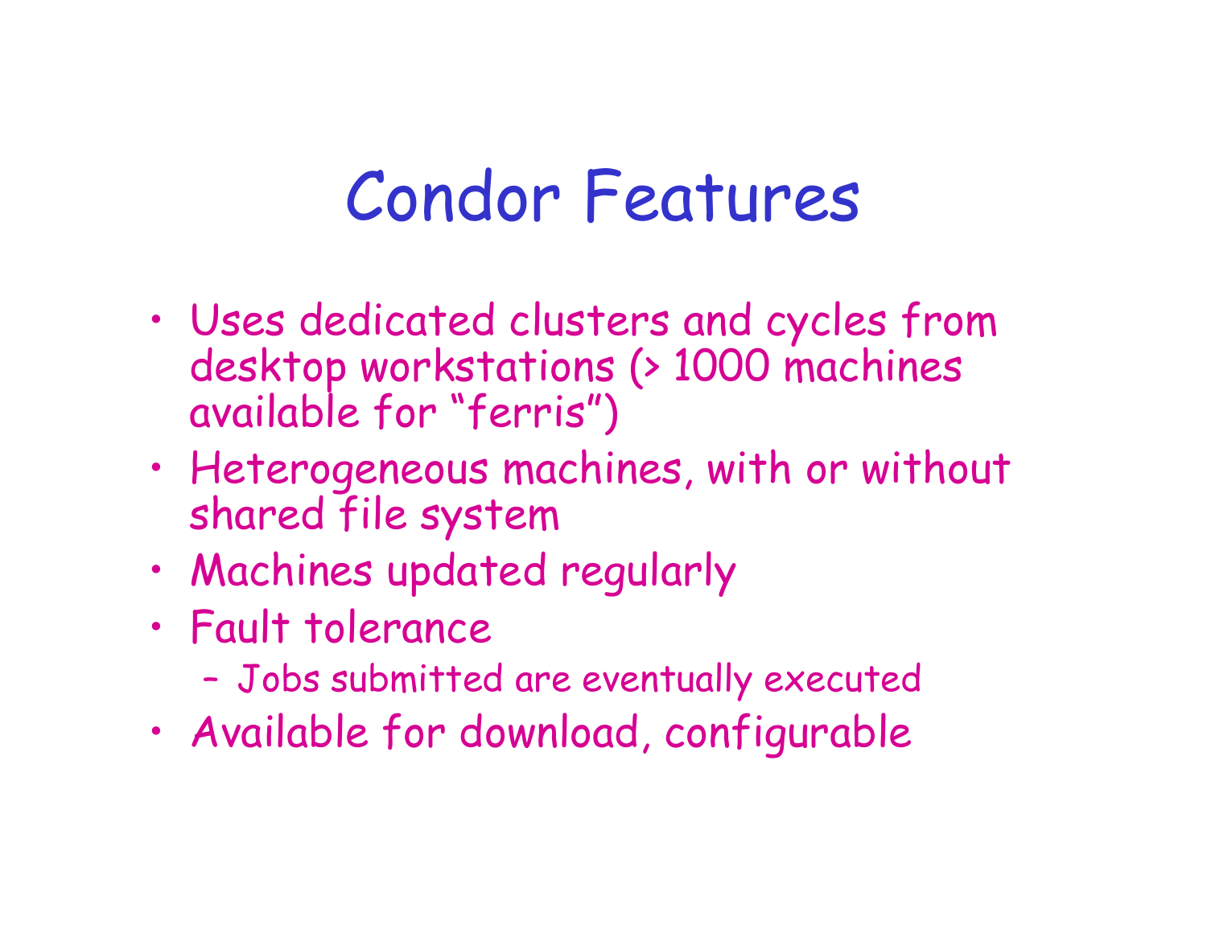# Condor Features

- Uses dedicated clusters and cycles from desktop workstations (> 1000 machines available for “ferris”)
- Heterogeneous machines, with or without shared file system
- Machines updated regularly
- Fault tolerance
  - Jobs submitted are eventually executed
- Available for download, configurable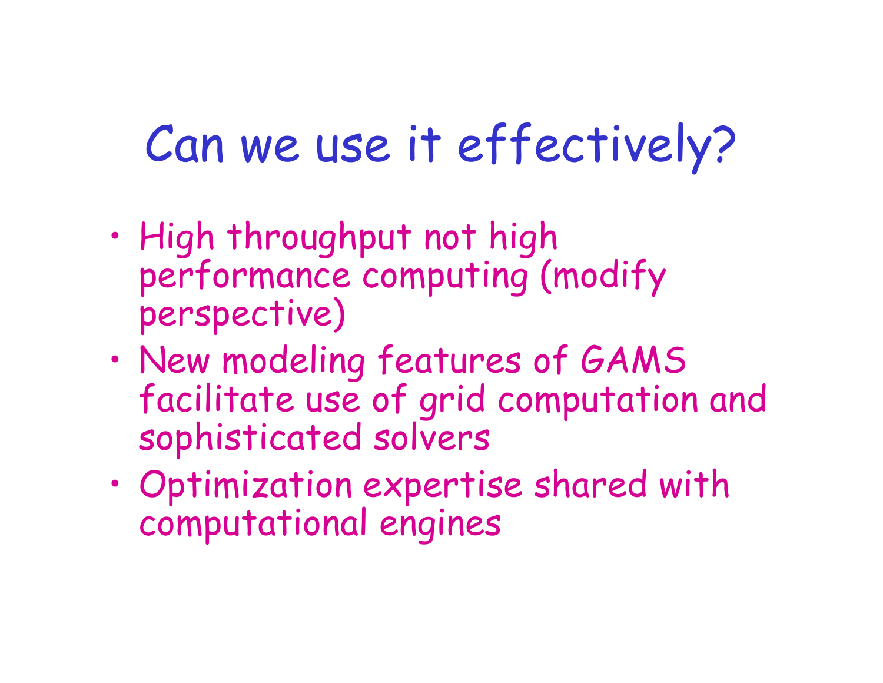# Can we use it effectively?

- High throughput not high performance computing (modify perspective)
- New modeling features of GAMS facilitate use of grid computation and sophisticated solvers
- Optimization expertise shared with computational engines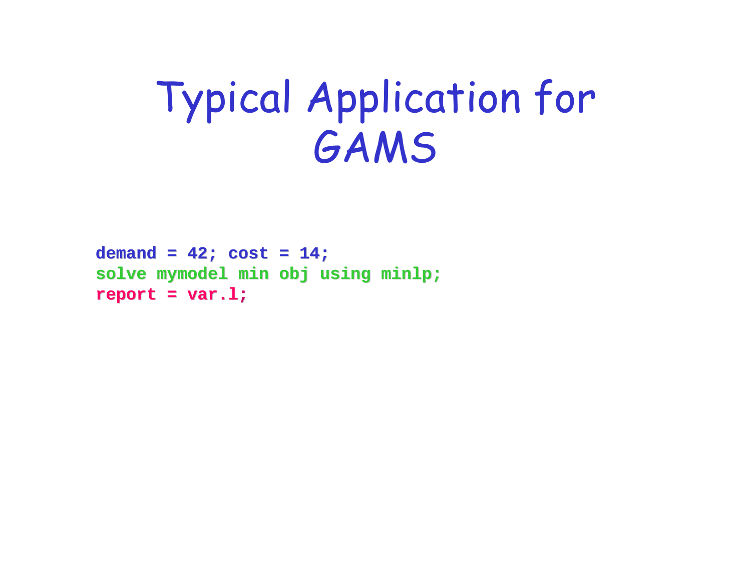# Typical Application for GAMS

```
demand = 42; cost = 14;
solve mymodel min obj using minlp;
report = var.l;
```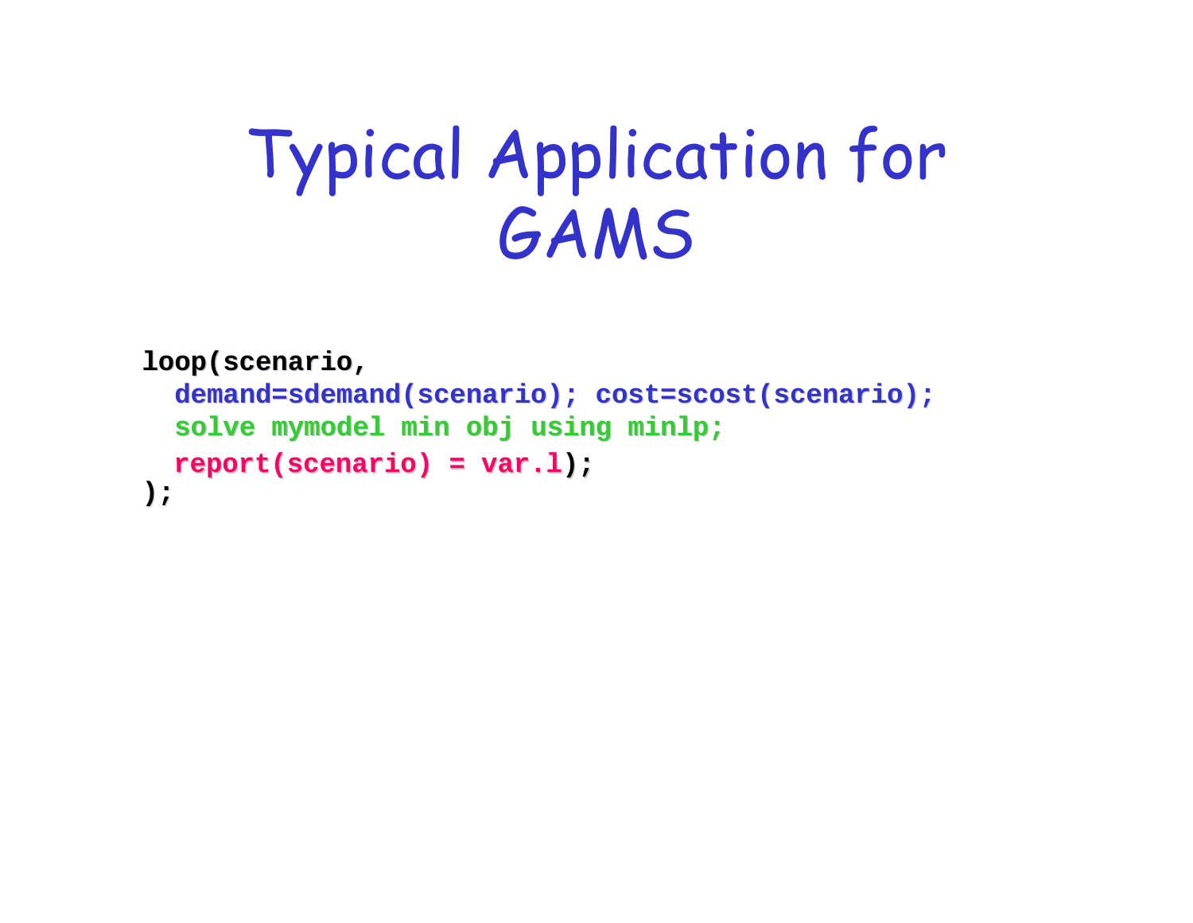# Typical Application for GAMS

```
loop(scenario,
  demand=sdemand(scenario); cost=scost(scenario);
  solve mymodel min obj using minlp;
  report(scenario) = var.l);
);
```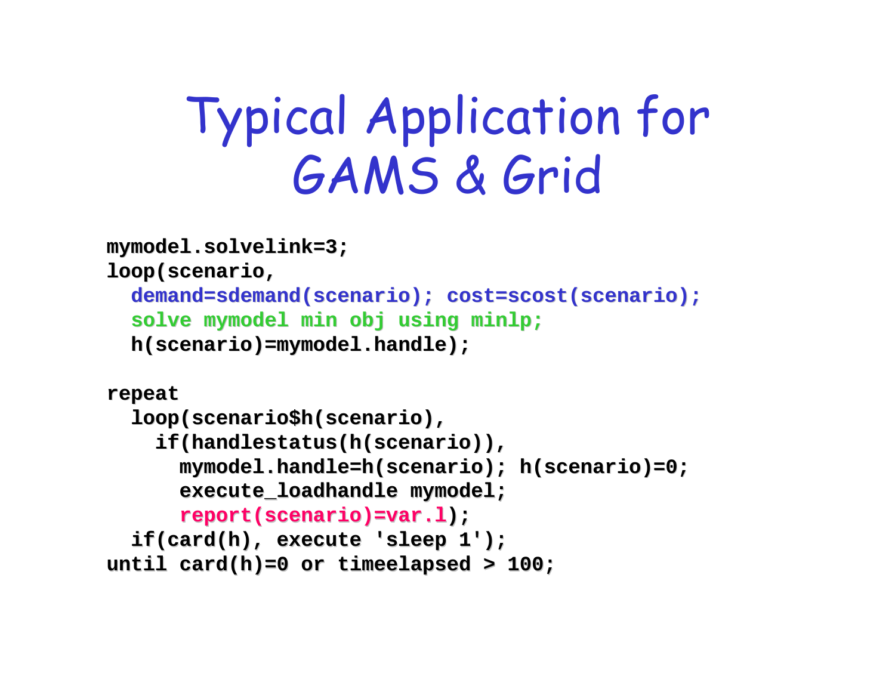# Typical Application for GAMS & Grid

```
mymodel.solvelink=3;
loop(scenario,
  demand=sdemand(scenario); cost=scost(scenario);
  solve mymodel min obj using minlp;
  h(scenario)=mymodel.handle);

repeat
  loop(scenario$h(scenario),
    if(handlestatus(h(scenario)),
      mymodel.handle=h(scenario); h(scenario)=0;
      execute_loadhandle mymodel;
      report(scenario)=var.l);
  if(card(h), execute 'sleep 1');
until card(h)=0 or timeelapsed > 100;
```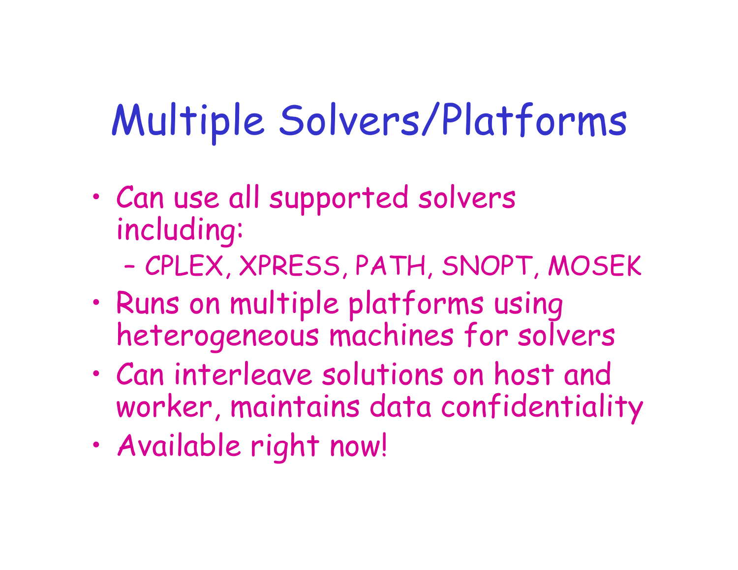# Multiple Solvers/Platforms

- Can use all supported solvers including:
  - CPLEX, XPRESS, PATH, SNOPT, MOSEK
- Runs on multiple platforms using heterogeneous machines for solvers
- Can interleave solutions on host and worker, maintains data confidentiality
- Available right now!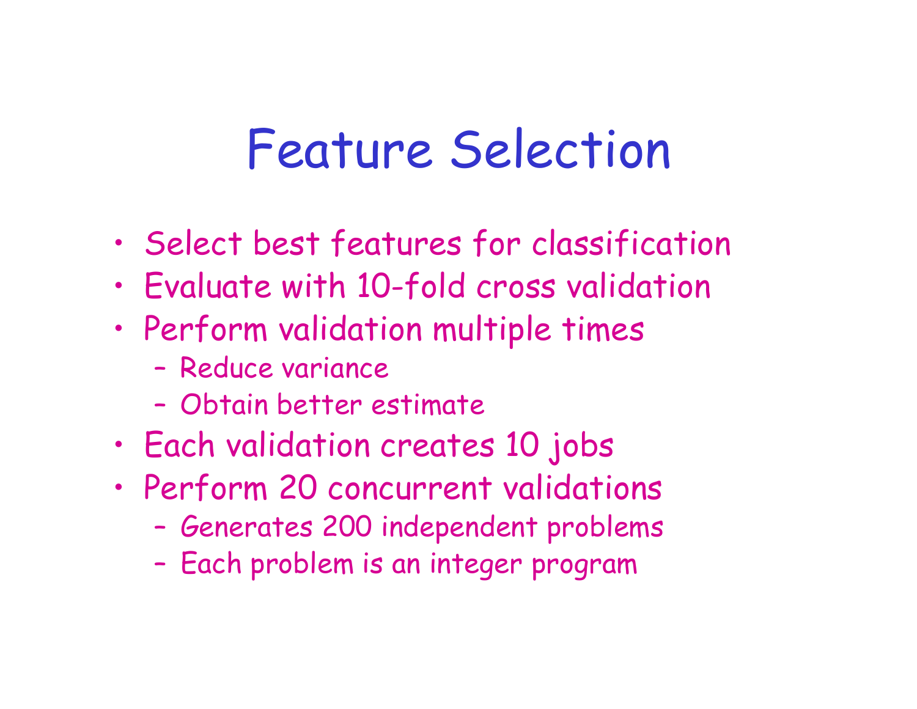# Feature Selection

- Select best features for classification
- Evaluate with 10-fold cross validation
- Perform validation multiple times
  - Reduce variance
  - Obtain better estimate
- Each validation creates 10 jobs
- Perform 20 concurrent validations
  - Generates 200 independent problems
  - Each problem is an integer program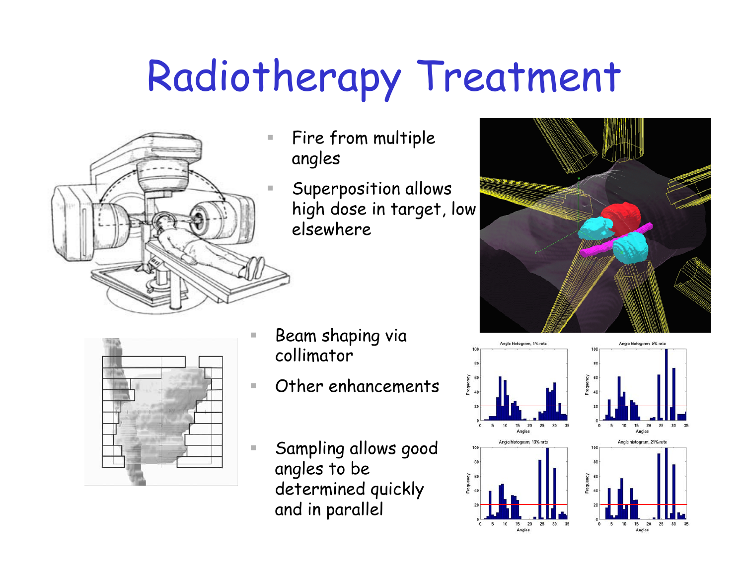# Radiotherapy Treatment

- Fire from multiple angles
- Superposition allows high dose in target, low elsewhere

- Beam shaping via collimator
- Other enhancements

- Sampling allows good angles to be determined quickly and in parallel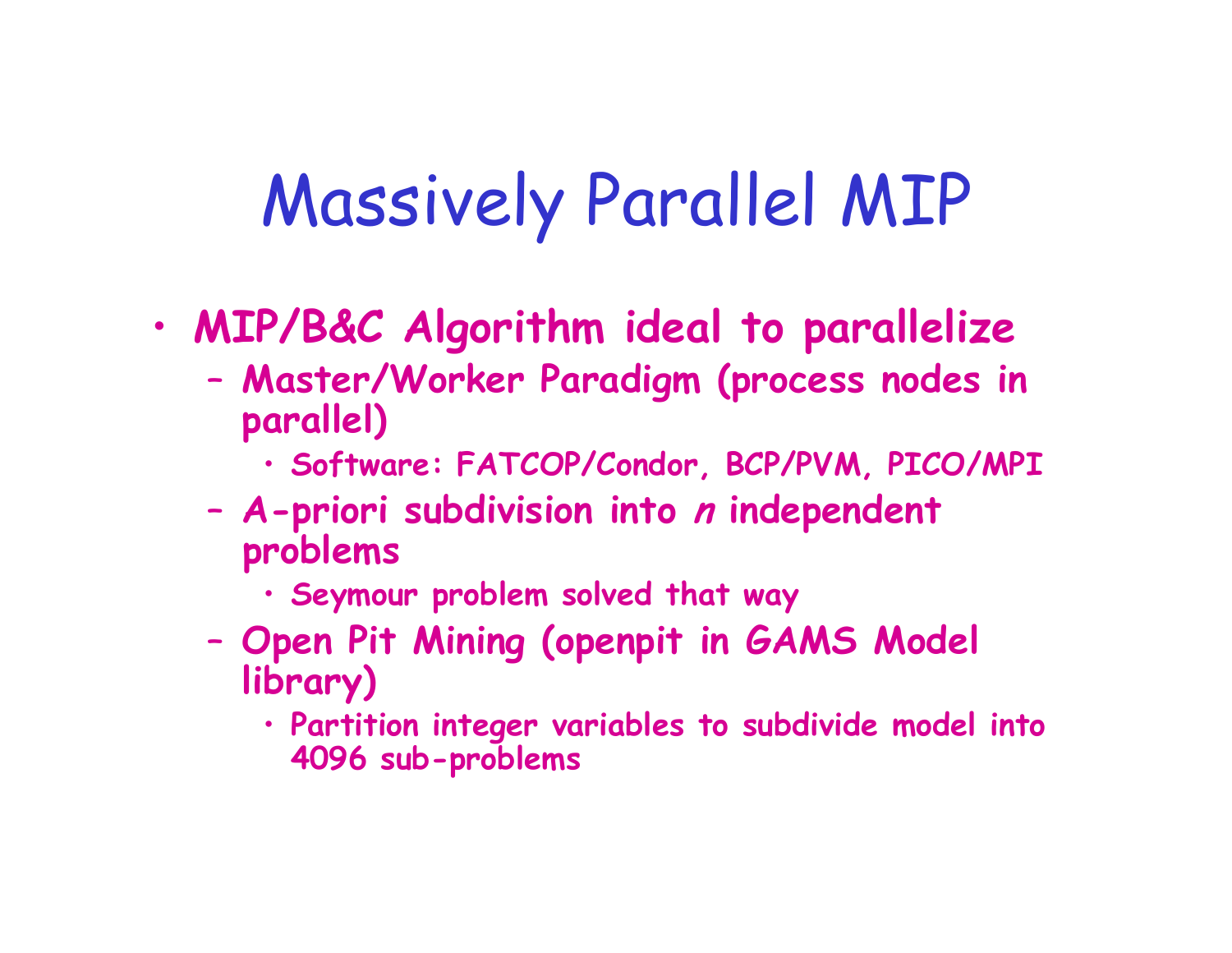# Massively Parallel MIP

- **MIP/B&C Algorithm ideal to parallelize**
  - **Master/Worker Paradigm (process nodes in parallel)**
    - **Software: FATCOP/Condor, BCP/PVM, PICO/MPI**
  - **A-priori subdivision into *n* independent problems**
    - **Seymour problem solved that way**
  - **Open Pit Mining (openpit in GAMS Model library)**
    - **Partition integer variables to subdivide model into 4096 sub-problems**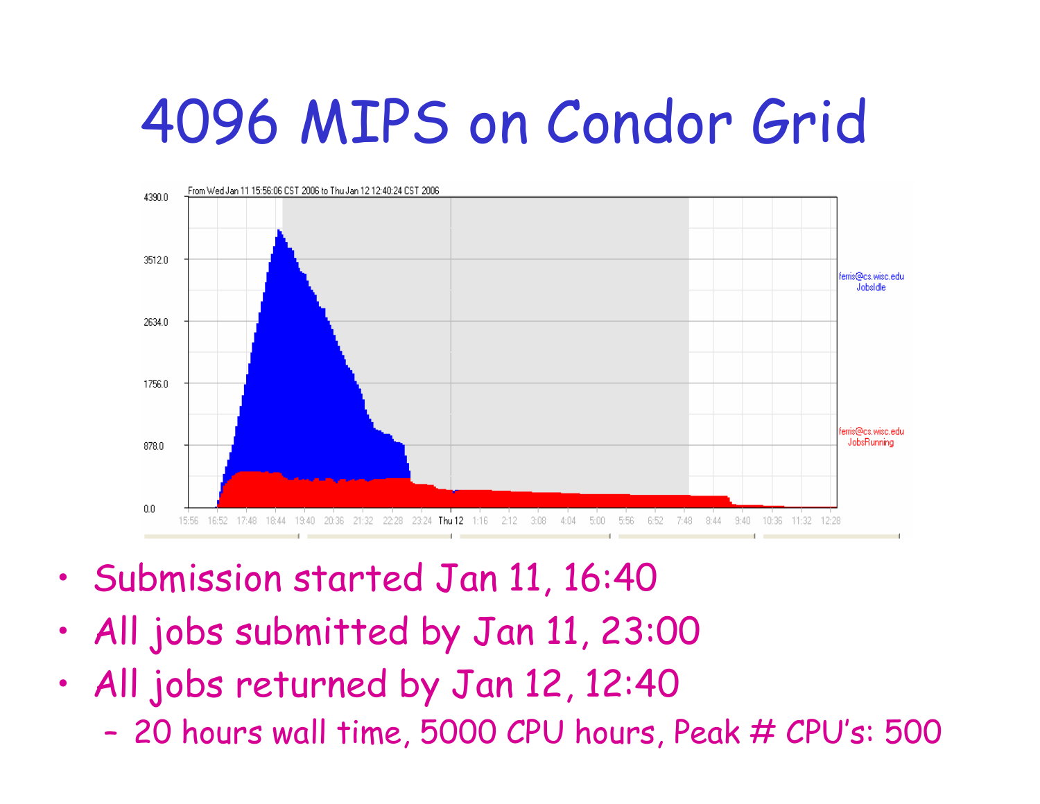# 4096 MIPS on Condor Grid

From Wed Jan 11 15:56:06 CST 2006 to Thu Jan 12 12:40:24 CST 2006

- Submission started Jan 11, 16:40
- All jobs submitted by Jan 11, 23:00
- All jobs returned by Jan 12, 12:40
  - 20 hours wall time, 5000 CPU hours, Peak # CPU's: 500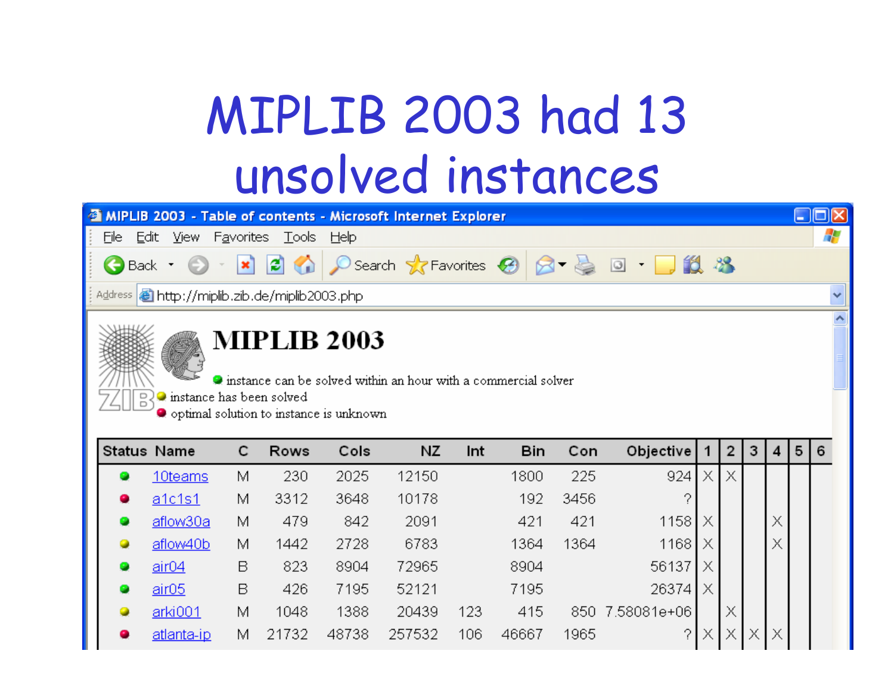# MIPLIB 2003 had 13 unsolved instances

MIPLIB 2003 - Table of contents - Microsoft Internet Explorer

http://miplib.zib.de/miplib2003.php

## MIPLIB 2003

- (green) instance can be solved within an hour with a commercial solver
- (yellow) instance has been solved
- (red) optimal solution to instance is unknown

| Status | Name | C | Rows | Cols | NZ | Int | Bin | Con | Objective | 1 | 2 | 3 | 4 | 5 | 6 |
|---|---|---|---|---|---|---|---|---|---|---|---|---|---|---|---|
| green | 10teams | M | 230 | 2025 | 12150 | | 1800 | 225 | 924 | X | X | | | | |
| red | a1c1s1 | M | 3312 | 3648 | 10178 | | 192 | 3456 | ? | | | | | | |
| green | aflow30a | M | 479 | 842 | 2091 | | 421 | 421 | 1158 | X | | | X | | |
| yellow | aflow40b | M | 1442 | 2728 | 6783 | | 1364 | 1364 | 1168 | X | | | X | | |
| green | air04 | B | 823 | 8904 | 72965 | | 8904 | | 56137 | X | | | | | |
| green | air05 | B | 426 | 7195 | 52121 | | 7195 | | 26374 | X | | | | | |
| yellow | arki001 | M | 1048 | 1388 | 20439 | 123 | 415 | 850 | 7.58081e+06 | | X | | | | |
| red | atlanta-ip | M | 21732 | 48738 | 257532 | 106 | 46667 | 1965 | ? | X | X | X | X | | |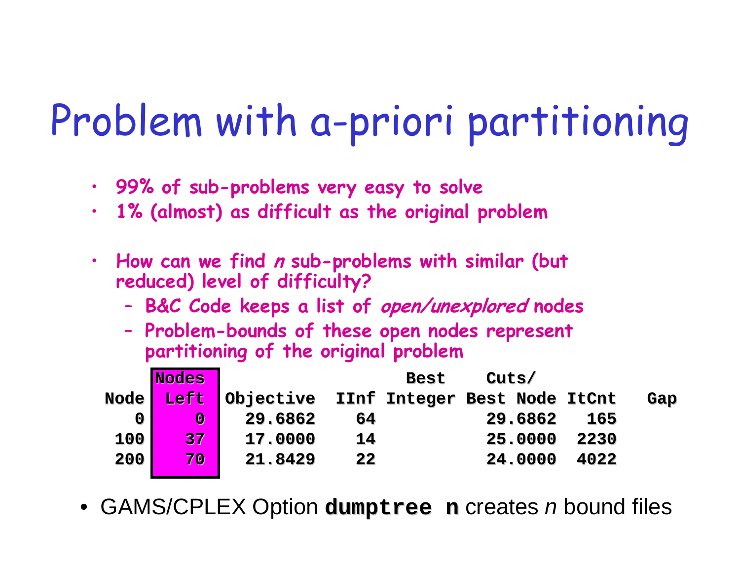# Problem with a-priori partitioning

- **99% of sub-problems very easy to solve**
- **1% (almost) as difficult as the original problem**

- **How can we find *n* sub-problems with similar (but reduced) level of difficulty?**
  - **B&C Code keeps a list of *open/unexplored* nodes**
  - **Problem-bounds of these open nodes represent partitioning of the original problem**

| Node | Nodes Left | Objective | IInf | Best Integer | Cuts/ Best Node | ItCnt | Gap |
|---|---|---|---|---|---|---|---|
| 0 | 0 | 29.6862 | 64 | | 29.6862 | 165 | |
| 100 | 37 | 17.0000 | 14 | | 25.0000 | 2230 | |
| 200 | 70 | 21.8429 | 22 | | 24.0000 | 4022 | |

- GAMS/CPLEX Option **`dumptree n`** creates *n* bound files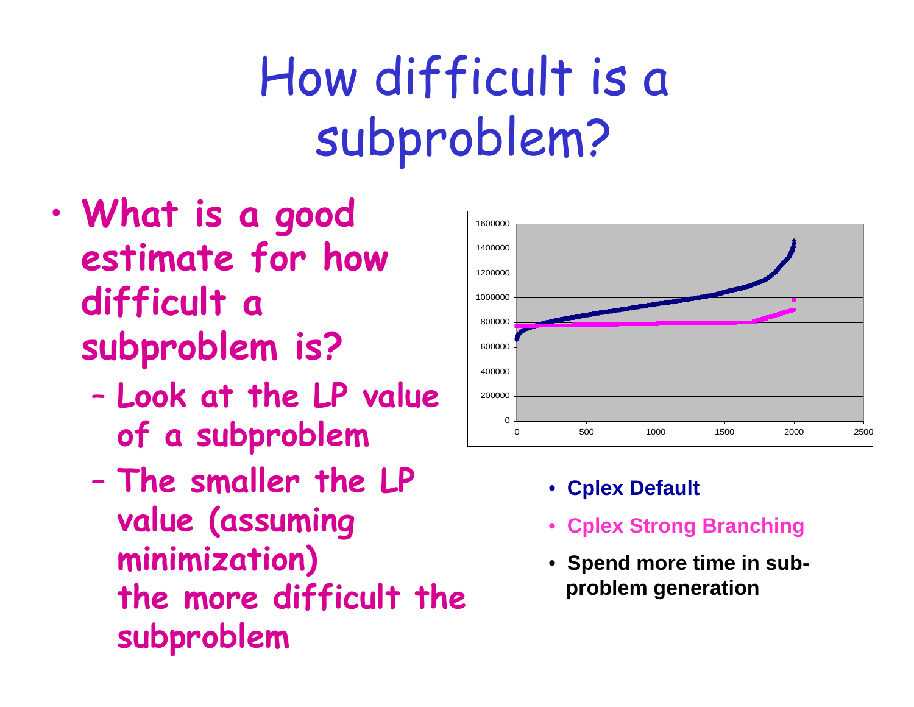# How difficult is a subproblem?

- **What is a good estimate for how difficult a subproblem is?**
  - **Look at the LP value of a subproblem**
  - **The smaller the LP value (assuming minimization) the more difficult the subproblem**

- **Cplex Default**
- **Cplex Strong Branching**
- **Spend more time in sub-problem generation**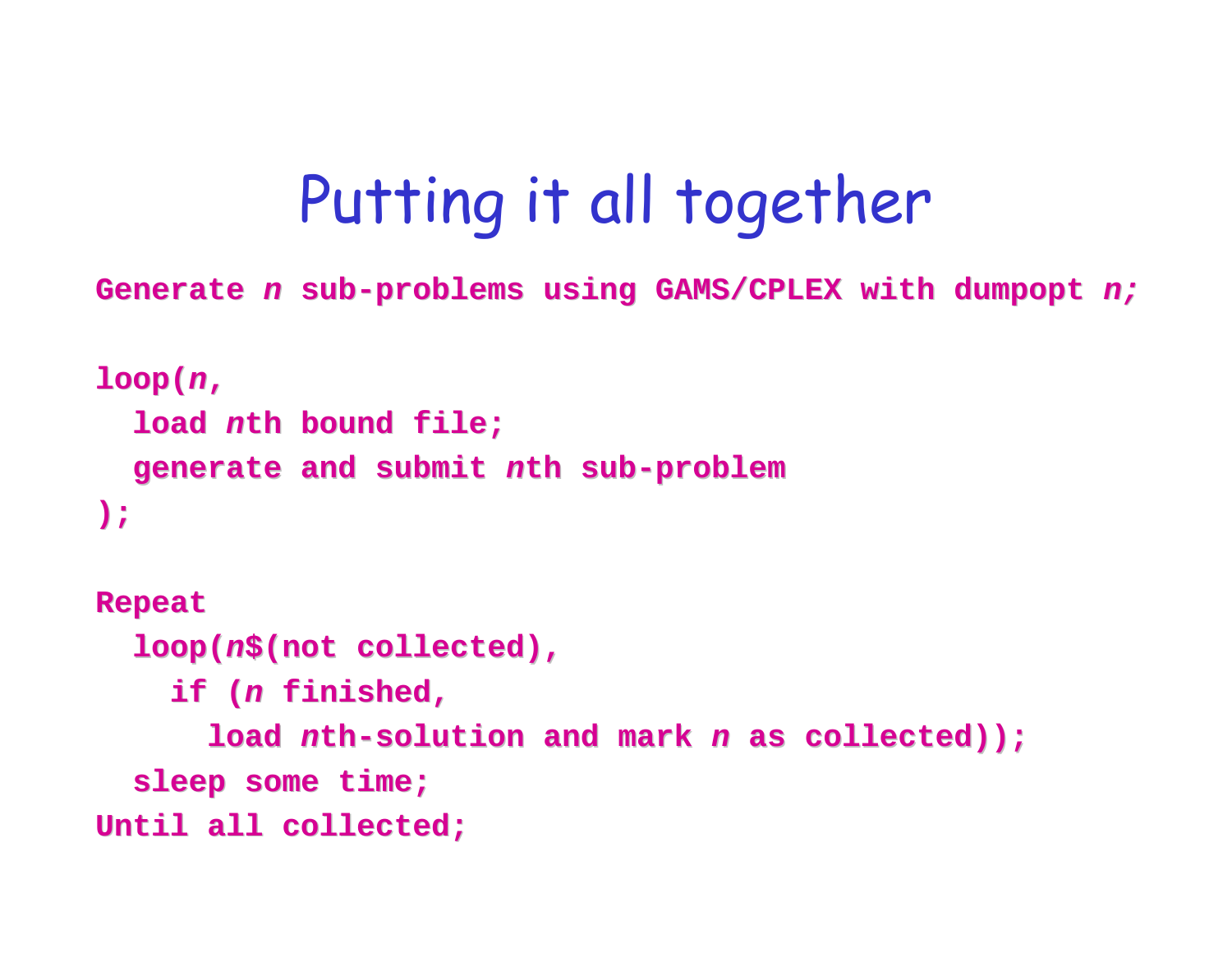# Putting it all together

```
Generate n sub-problems using GAMS/CPLEX with dumpopt n;

loop(n,
  load nth bound file;
  generate and submit nth sub-problem
);

Repeat
  loop(n$(not collected),
    if (n finished,
      load nth-solution and mark n as collected));
  sleep some time;
Until all collected;
```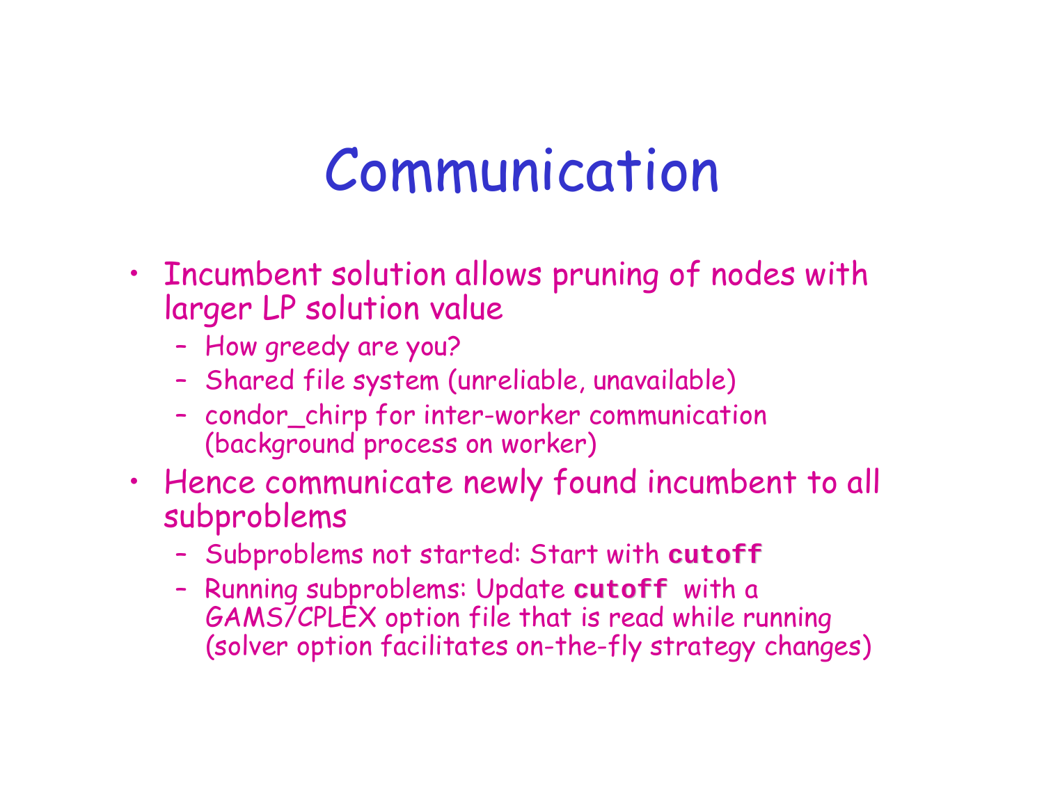# Communication

- Incumbent solution allows pruning of nodes with larger LP solution value
  - How greedy are you?
  - Shared file system (unreliable, unavailable)
  - condor_chirp for inter-worker communication (background process on worker)
- Hence communicate newly found incumbent to all subproblems
  - Subproblems not started: Start with **`cutoff`**
  - Running subproblems: Update **`cutoff`** with a GAMS/CPLEX option file that is read while running (solver option facilitates on-the-fly strategy changes)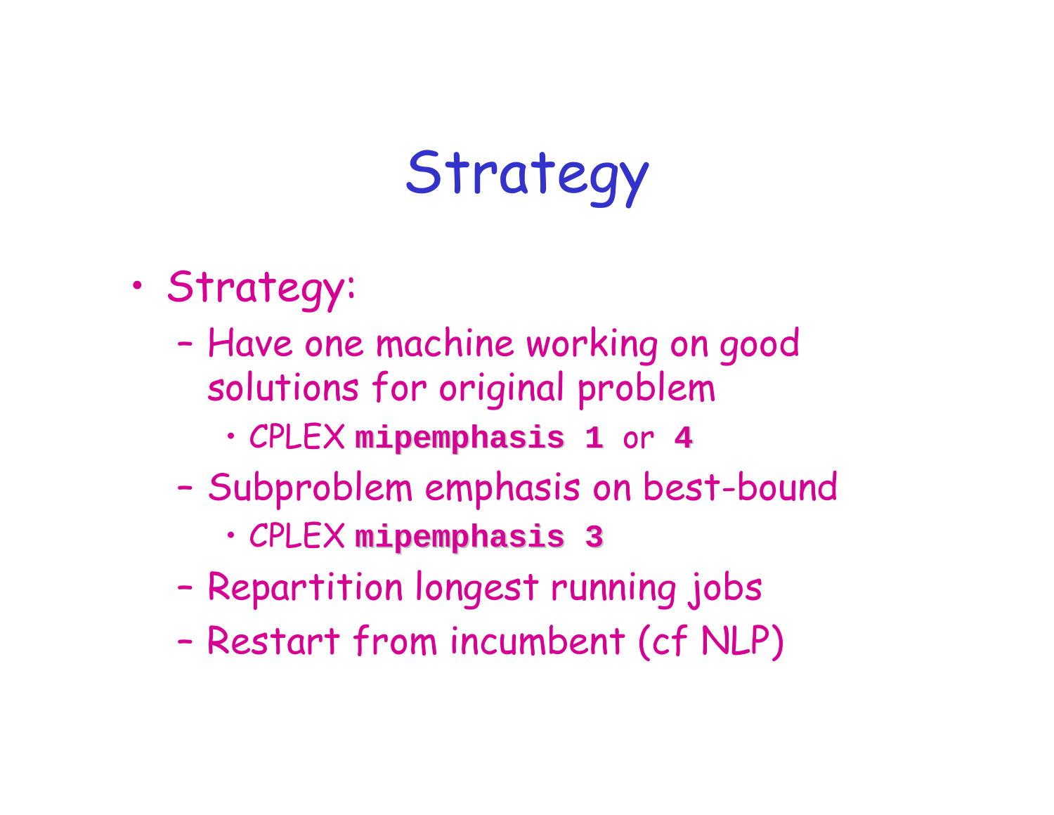# Strategy

- Strategy:
  - Have one machine working on good solutions for original problem
    - CPLEX **`mipemphasis 1`** or **`4`**
  - Subproblem emphasis on best-bound
    - CPLEX **`mipemphasis 3`**
  - Repartition longest running jobs
  - Restart from incumbent (cf NLP)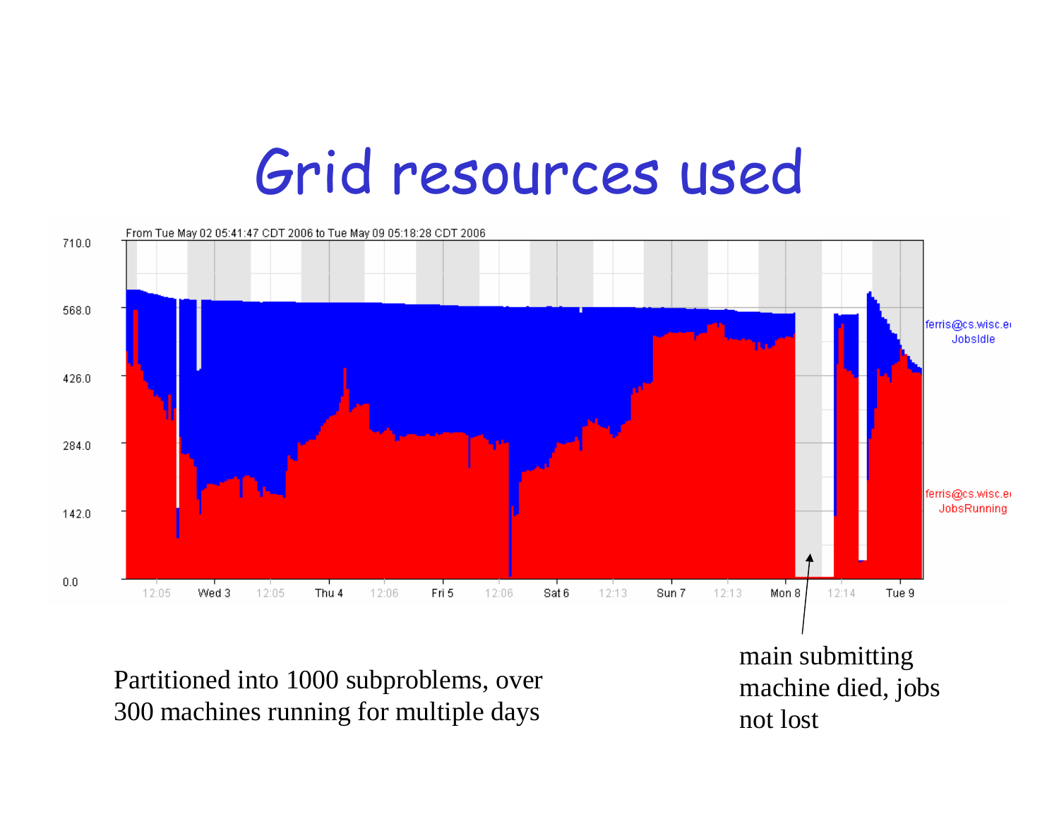# Grid resources used

Partitioned into 1000 subproblems, over 300 machines running for multiple days

main submitting machine died, jobs not lost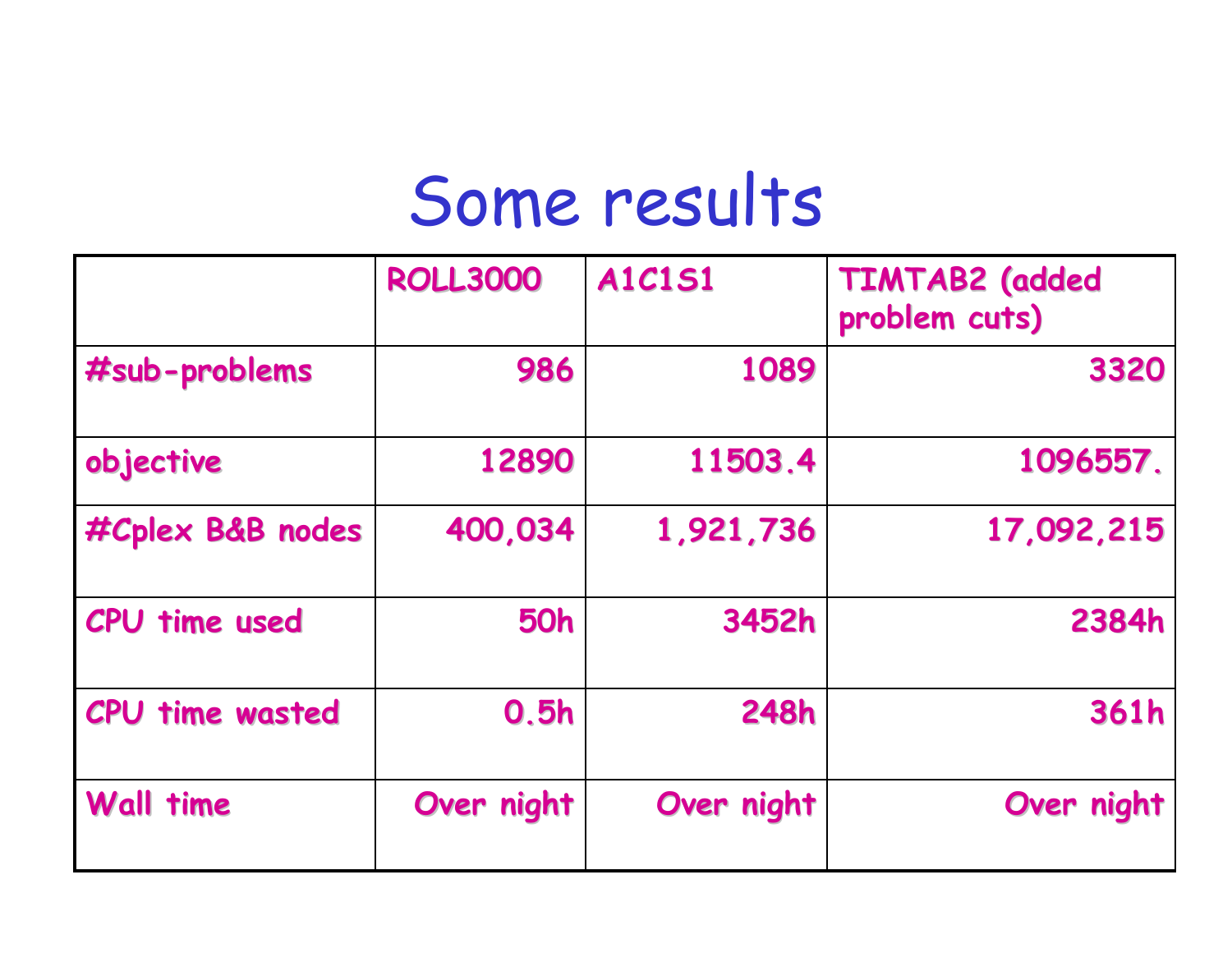# Some results

| | ROLL3000 | A1C1S1 | TIMTAB2 (added problem cuts) |
|---|---:|---:|---:|
| #sub-problems | 986 | 1089 | 3320 |
| objective | 12890 | 11503.4 | 1096557. |
| #Cplex B&B nodes | 400,034 | 1,921,736 | 17,092,215 |
| CPU time used | 50h | 3452h | 2384h |
| CPU time wasted | 0.5h | 248h | 361h |
| Wall time | Over night | Over night | Over night |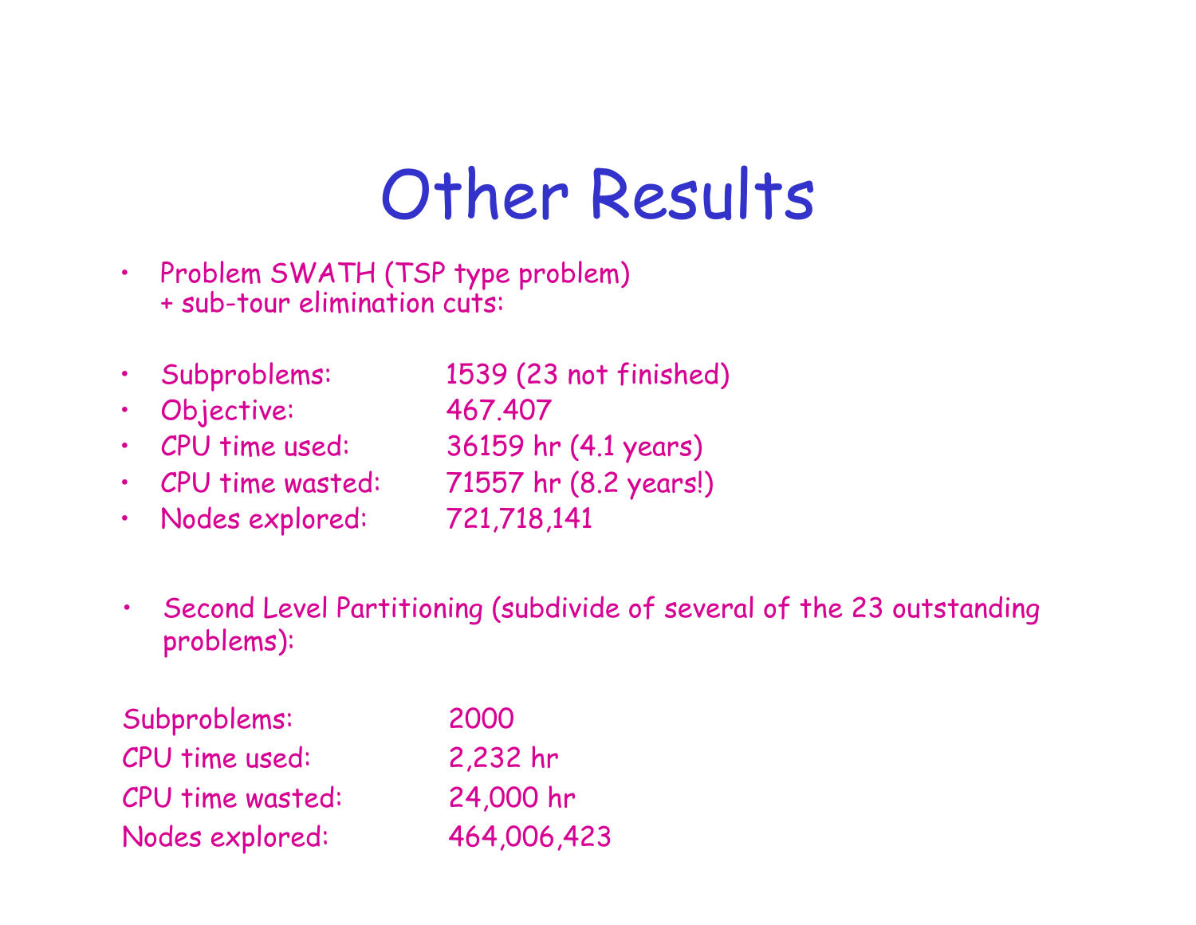# Other Results

- Problem SWATH (TSP type problem) + sub-tour elimination cuts:

- Subproblems: 1539 (23 not finished)
- Objective: 467.407
- CPU time used: 36159 hr (4.1 years)
- CPU time wasted: 71557 hr (8.2 years!)
- Nodes explored: 721,718,141

- Second Level Partitioning (subdivide of several of the 23 outstanding problems):

| | |
|---|---|
| Subproblems: | 2000 |
| CPU time used: | 2,232 hr |
| CPU time wasted: | 24,000 hr |
| Nodes explored: | 464,006,423 |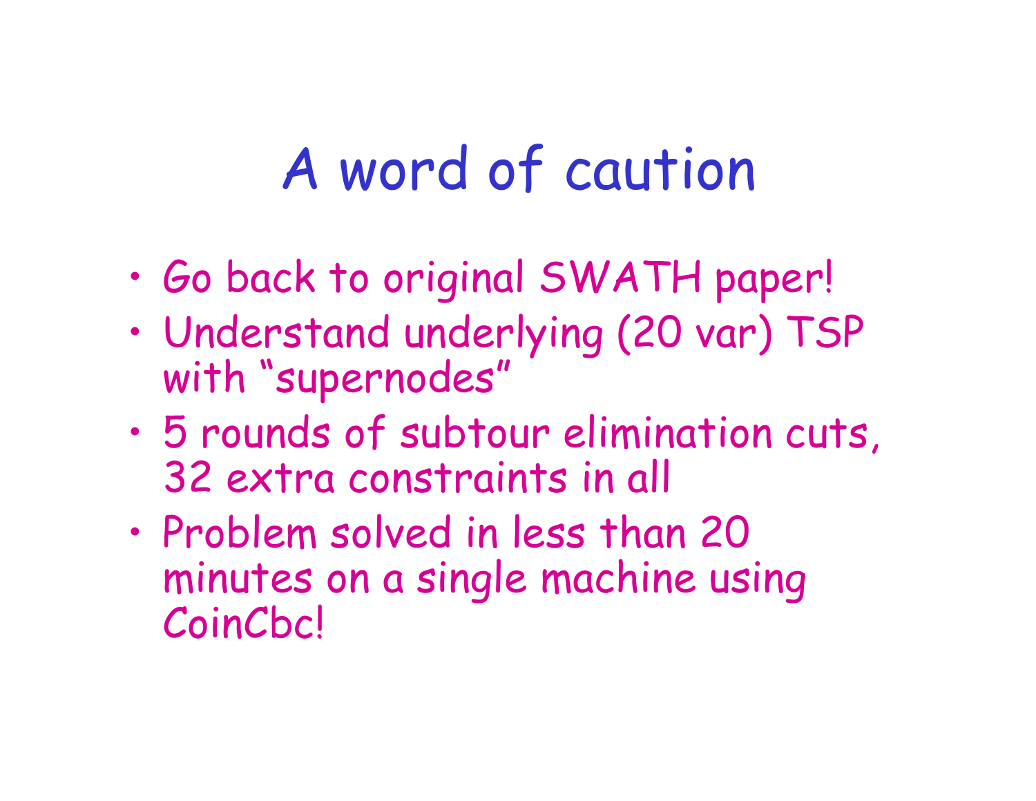# A word of caution

- Go back to original SWATH paper!
- Understand underlying (20 var) TSP with “supernodes”
- 5 rounds of subtour elimination cuts, 32 extra constraints in all
- Problem solved in less than 20 minutes on a single machine using CoinCbc!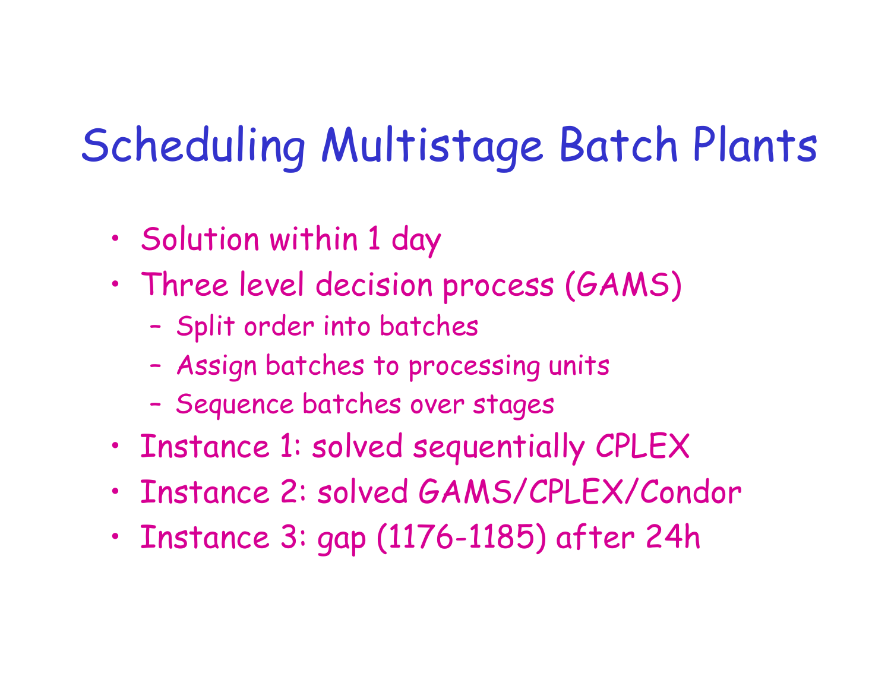# Scheduling Multistage Batch Plants

- Solution within 1 day
- Three level decision process (GAMS)
  - Split order into batches
  - Assign batches to processing units
  - Sequence batches over stages
- Instance 1: solved sequentially CPLEX
- Instance 2: solved GAMS/CPLEX/Condor
- Instance 3: gap (1176-1185) after 24h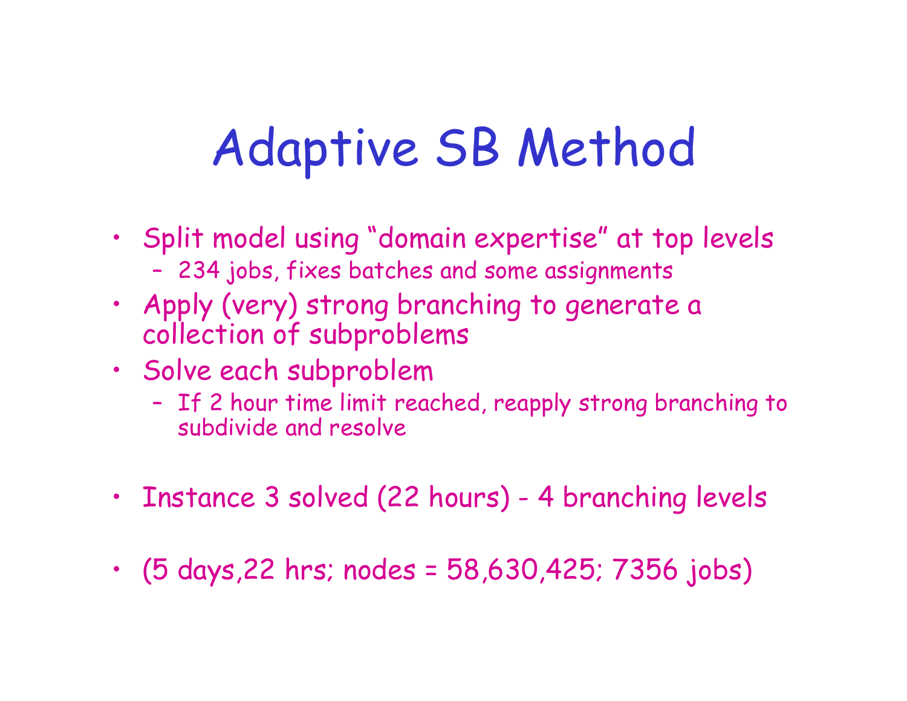# Adaptive SB Method

- Split model using "domain expertise" at top levels
  - 234 jobs, fixes batches and some assignments
- Apply (very) strong branching to generate a collection of subproblems
- Solve each subproblem
  - If 2 hour time limit reached, reapply strong branching to subdivide and resolve
- Instance 3 solved (22 hours) - 4 branching levels
- (5 days,22 hrs; nodes = 58,630,425; 7356 jobs)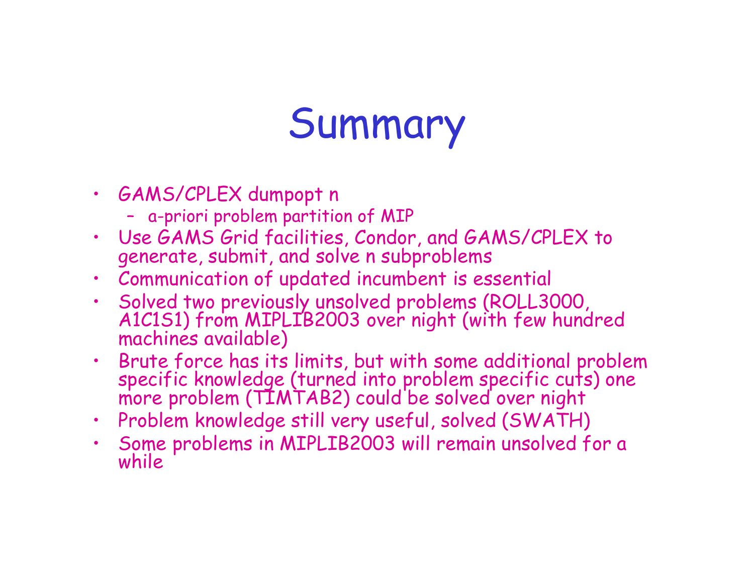# Summary

- GAMS/CPLEX dumpopt n
  - a-priori problem partition of MIP
- Use GAMS Grid facilities, Condor, and GAMS/CPLEX to generate, submit, and solve n subproblems
- Communication of updated incumbent is essential
- Solved two previously unsolved problems (ROLL3000, A1C1S1) from MIPLIB2003 over night (with few hundred machines available)
- Brute force has its limits, but with some additional problem specific knowledge (turned into problem specific cuts) one more problem (TIMTAB2) could be solved over night
- Problem knowledge still very useful, solved (SWATH)
- Some problems in MIPLIB2003 will remain unsolved for a while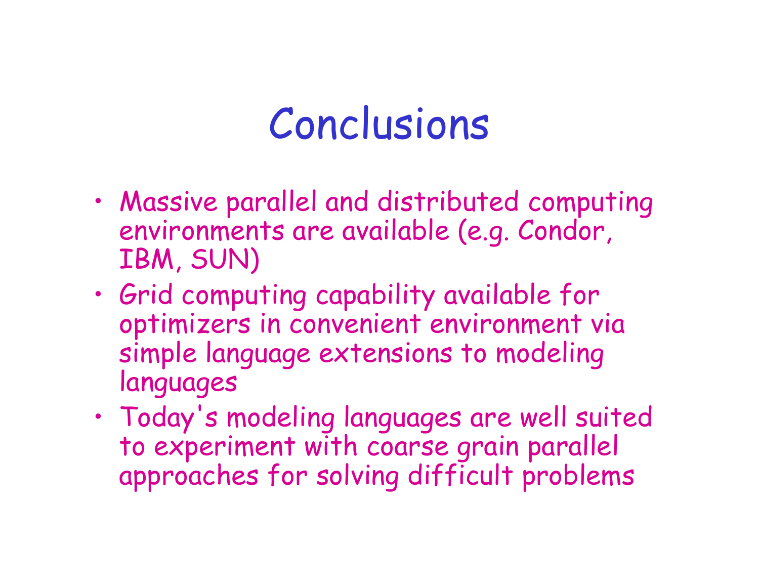# Conclusions

- Massive parallel and distributed computing environments are available (e.g. Condor, IBM, SUN)
- Grid computing capability available for optimizers in convenient environment via simple language extensions to modeling languages
- Today's modeling languages are well suited to experiment with coarse grain parallel approaches for solving difficult problems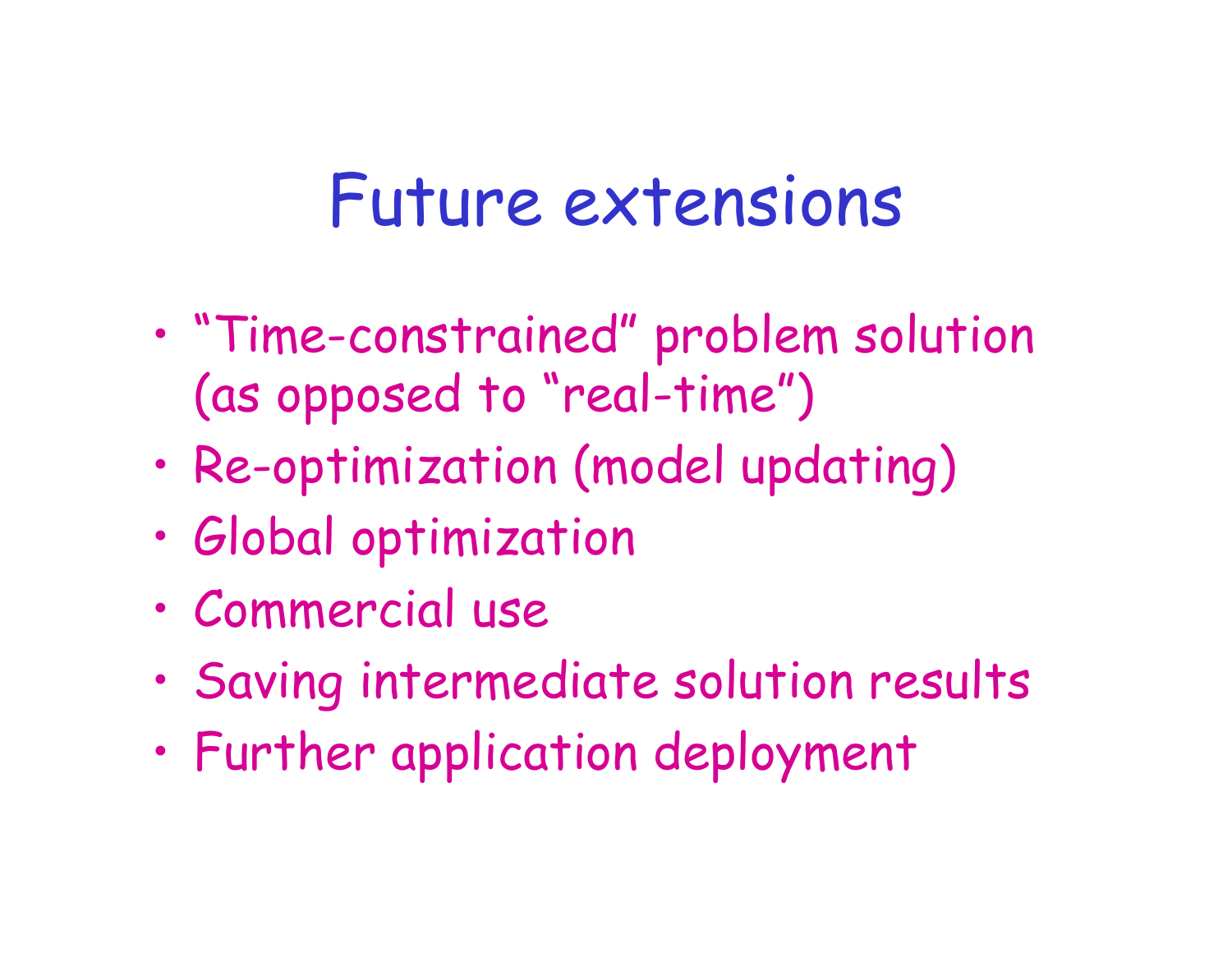# Future extensions

- “Time-constrained” problem solution (as opposed to “real-time”)
- Re-optimization (model updating)
- Global optimization
- Commercial use
- Saving intermediate solution results
- Further application deployment